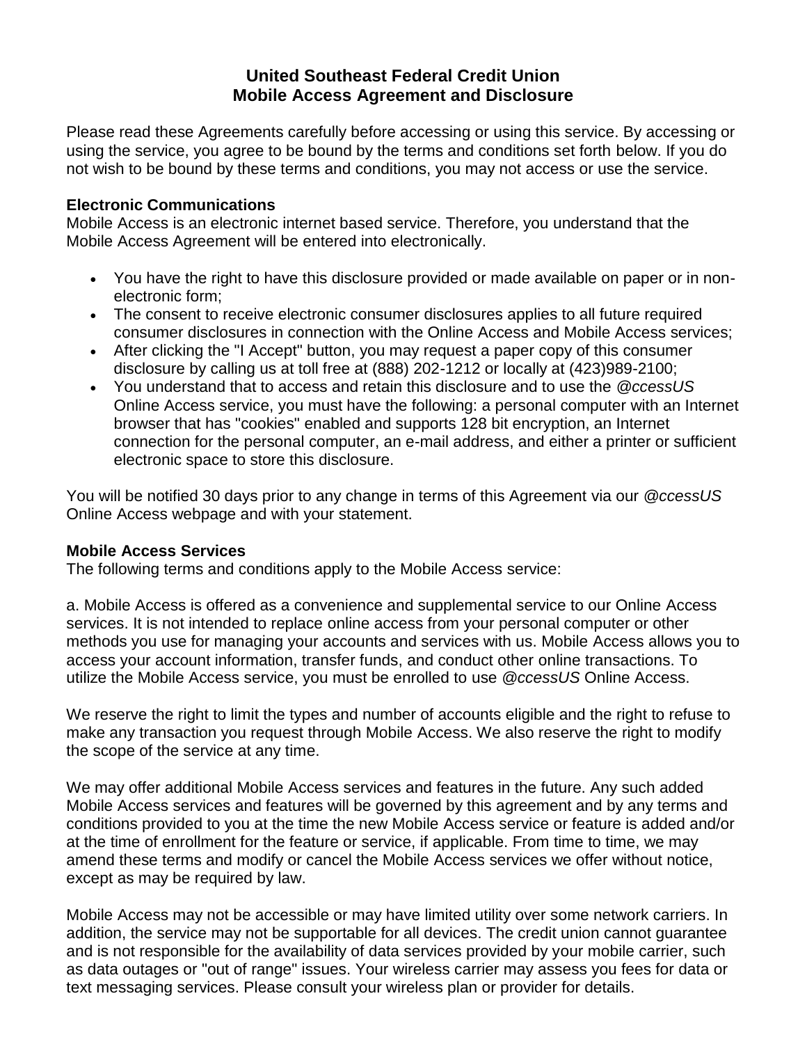# United Southeast Federal Credit Union
# Mobile Access Agreement and Disclosure

Please read these Agreements carefully before accessing or using this service. By accessing or using the service, you agree to be bound by the terms and conditions set forth below. If you do not wish to be bound by these terms and conditions, you may not access or use the service.

**Electronic Communications**
Mobile Access is an electronic internet based service. Therefore, you understand that the Mobile Access Agreement will be entered into electronically.

- You have the right to have this disclosure provided or made available on paper or in non-electronic form;
- The consent to receive electronic consumer disclosures applies to all future required consumer disclosures in connection with the Online Access and Mobile Access services;
- After clicking the "I Accept" button, you may request a paper copy of this consumer disclosure by calling us at toll free at (888) 202-1212 or locally at (423)989-2100;
- You understand that to access and retain this disclosure and to use the *@ccessUS* Online Access service, you must have the following: a personal computer with an Internet browser that has "cookies" enabled and supports 128 bit encryption, an Internet connection for the personal computer, an e-mail address, and either a printer or sufficient electronic space to store this disclosure.

You will be notified 30 days prior to any change in terms of this Agreement via our *@ccessUS* Online Access webpage and with your statement.

**Mobile Access Services**
The following terms and conditions apply to the Mobile Access service:

a. Mobile Access is offered as a convenience and supplemental service to our Online Access services. It is not intended to replace online access from your personal computer or other methods you use for managing your accounts and services with us. Mobile Access allows you to access your account information, transfer funds, and conduct other online transactions. To utilize the Mobile Access service, you must be enrolled to use *@ccessUS* Online Access.

We reserve the right to limit the types and number of accounts eligible and the right to refuse to make any transaction you request through Mobile Access. We also reserve the right to modify the scope of the service at any time.

We may offer additional Mobile Access services and features in the future. Any such added Mobile Access services and features will be governed by this agreement and by any terms and conditions provided to you at the time the new Mobile Access service or feature is added and/or at the time of enrollment for the feature or service, if applicable. From time to time, we may amend these terms and modify or cancel the Mobile Access services we offer without notice, except as may be required by law.

Mobile Access may not be accessible or may have limited utility over some network carriers. In addition, the service may not be supportable for all devices. The credit union cannot guarantee and is not responsible for the availability of data services provided by your mobile carrier, such as data outages or "out of range" issues. Your wireless carrier may assess you fees for data or text messaging services. Please consult your wireless plan or provider for details.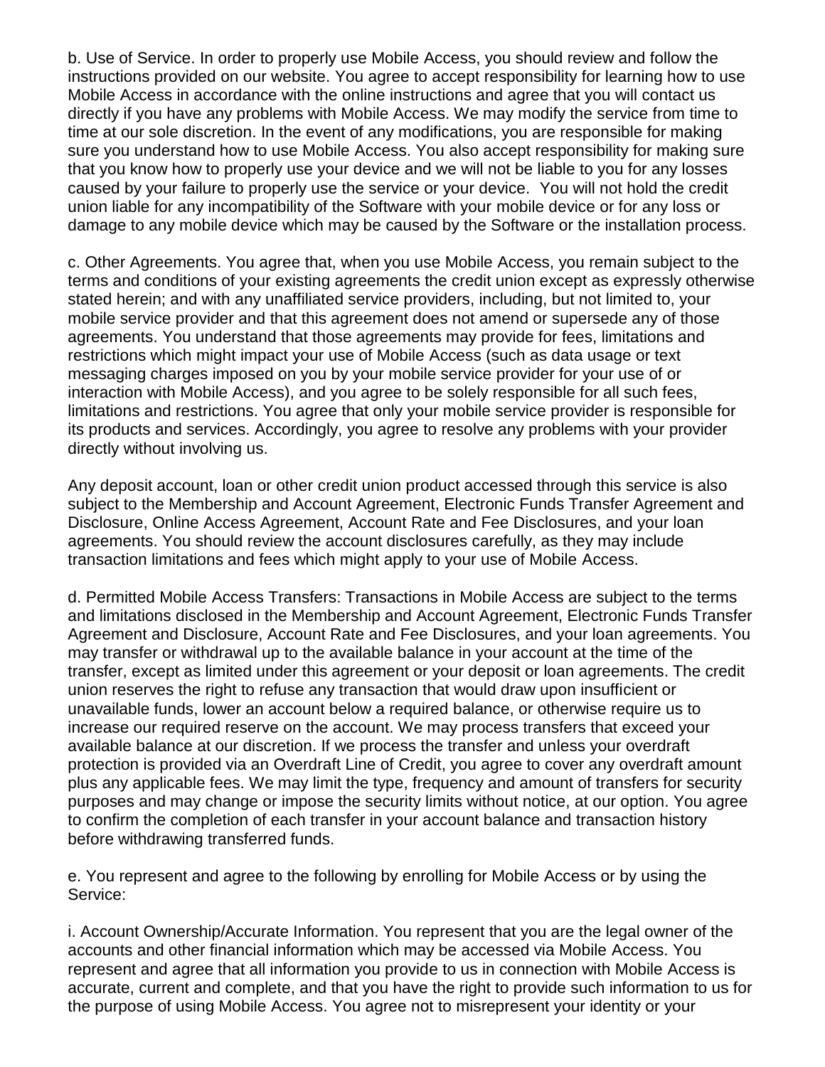b. Use of Service. In order to properly use Mobile Access, you should review and follow the instructions provided on our website. You agree to accept responsibility for learning how to use Mobile Access in accordance with the online instructions and agree that you will contact us directly if you have any problems with Mobile Access. We may modify the service from time to time at our sole discretion. In the event of any modifications, you are responsible for making sure you understand how to use Mobile Access. You also accept responsibility for making sure that you know how to properly use your device and we will not be liable to you for any losses caused by your failure to properly use the service or your device. You will not hold the credit union liable for any incompatibility of the Software with your mobile device or for any loss or damage to any mobile device which may be caused by the Software or the installation process.

c. Other Agreements. You agree that, when you use Mobile Access, you remain subject to the terms and conditions of your existing agreements the credit union except as expressly otherwise stated herein; and with any unaffiliated service providers, including, but not limited to, your mobile service provider and that this agreement does not amend or supersede any of those agreements. You understand that those agreements may provide for fees, limitations and restrictions which might impact your use of Mobile Access (such as data usage or text messaging charges imposed on you by your mobile service provider for your use of or interaction with Mobile Access), and you agree to be solely responsible for all such fees, limitations and restrictions. You agree that only your mobile service provider is responsible for its products and services. Accordingly, you agree to resolve any problems with your provider directly without involving us.

Any deposit account, loan or other credit union product accessed through this service is also subject to the Membership and Account Agreement, Electronic Funds Transfer Agreement and Disclosure, Online Access Agreement, Account Rate and Fee Disclosures, and your loan agreements. You should review the account disclosures carefully, as they may include transaction limitations and fees which might apply to your use of Mobile Access.

d. Permitted Mobile Access Transfers: Transactions in Mobile Access are subject to the terms and limitations disclosed in the Membership and Account Agreement, Electronic Funds Transfer Agreement and Disclosure, Account Rate and Fee Disclosures, and your loan agreements. You may transfer or withdrawal up to the available balance in your account at the time of the transfer, except as limited under this agreement or your deposit or loan agreements. The credit union reserves the right to refuse any transaction that would draw upon insufficient or unavailable funds, lower an account below a required balance, or otherwise require us to increase our required reserve on the account. We may process transfers that exceed your available balance at our discretion. If we process the transfer and unless your overdraft protection is provided via an Overdraft Line of Credit, you agree to cover any overdraft amount plus any applicable fees. We may limit the type, frequency and amount of transfers for security purposes and may change or impose the security limits without notice, at our option. You agree to confirm the completion of each transfer in your account balance and transaction history before withdrawing transferred funds.

e. You represent and agree to the following by enrolling for Mobile Access or by using the Service:

i. Account Ownership/Accurate Information. You represent that you are the legal owner of the accounts and other financial information which may be accessed via Mobile Access. You represent and agree that all information you provide to us in connection with Mobile Access is accurate, current and complete, and that you have the right to provide such information to us for the purpose of using Mobile Access. You agree not to misrepresent your identity or your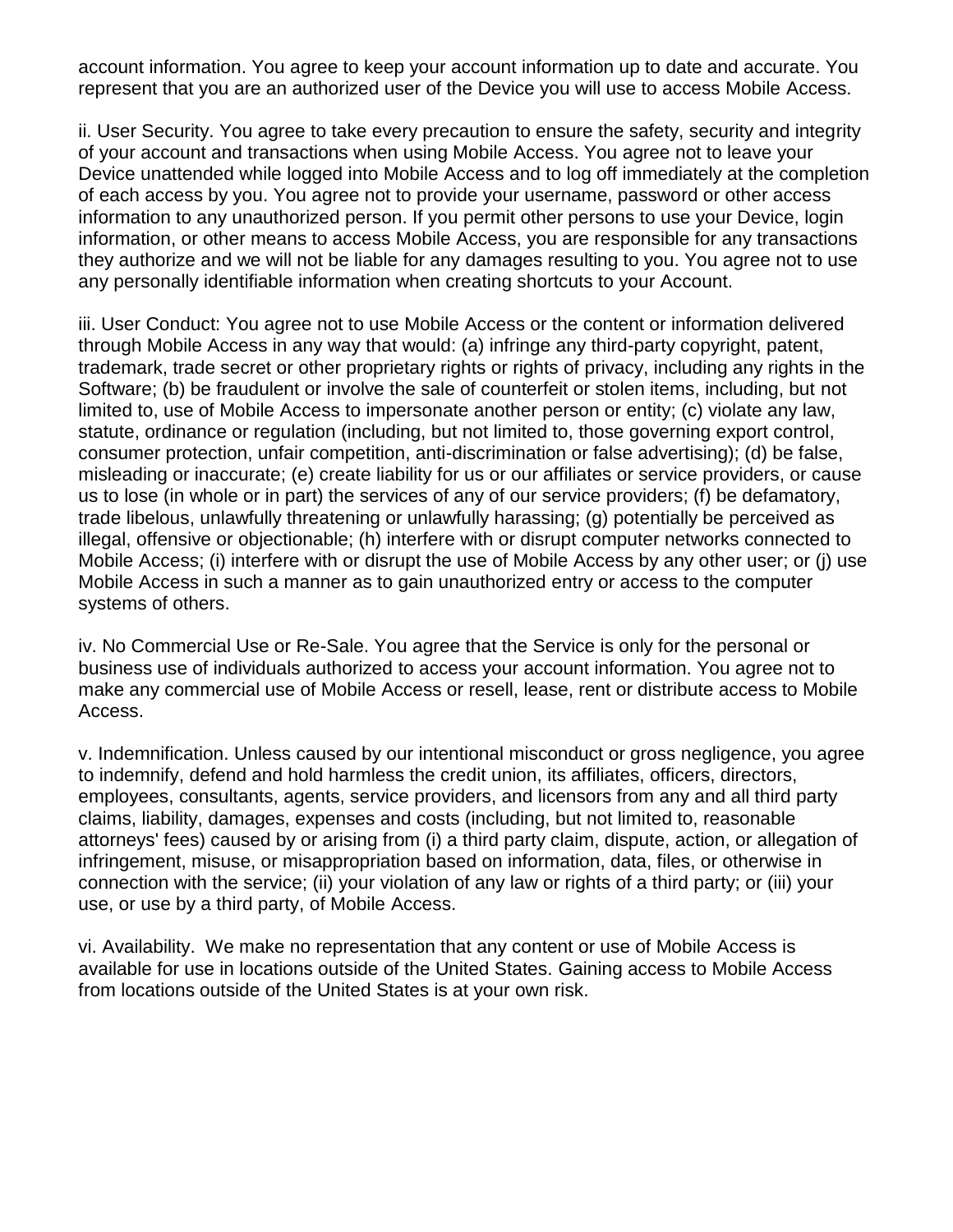account information. You agree to keep your account information up to date and accurate. You represent that you are an authorized user of the Device you will use to access Mobile Access.

ii. User Security. You agree to take every precaution to ensure the safety, security and integrity of your account and transactions when using Mobile Access. You agree not to leave your Device unattended while logged into Mobile Access and to log off immediately at the completion of each access by you. You agree not to provide your username, password or other access information to any unauthorized person. If you permit other persons to use your Device, login information, or other means to access Mobile Access, you are responsible for any transactions they authorize and we will not be liable for any damages resulting to you. You agree not to use any personally identifiable information when creating shortcuts to your Account.

iii. User Conduct: You agree not to use Mobile Access or the content or information delivered through Mobile Access in any way that would: (a) infringe any third-party copyright, patent, trademark, trade secret or other proprietary rights or rights of privacy, including any rights in the Software; (b) be fraudulent or involve the sale of counterfeit or stolen items, including, but not limited to, use of Mobile Access to impersonate another person or entity; (c) violate any law, statute, ordinance or regulation (including, but not limited to, those governing export control, consumer protection, unfair competition, anti-discrimination or false advertising); (d) be false, misleading or inaccurate; (e) create liability for us or our affiliates or service providers, or cause us to lose (in whole or in part) the services of any of our service providers; (f) be defamatory, trade libelous, unlawfully threatening or unlawfully harassing; (g) potentially be perceived as illegal, offensive or objectionable; (h) interfere with or disrupt computer networks connected to Mobile Access; (i) interfere with or disrupt the use of Mobile Access by any other user; or (j) use Mobile Access in such a manner as to gain unauthorized entry or access to the computer systems of others.

iv. No Commercial Use or Re-Sale. You agree that the Service is only for the personal or business use of individuals authorized to access your account information. You agree not to make any commercial use of Mobile Access or resell, lease, rent or distribute access to Mobile Access.

v. Indemnification. Unless caused by our intentional misconduct or gross negligence, you agree to indemnify, defend and hold harmless the credit union, its affiliates, officers, directors, employees, consultants, agents, service providers, and licensors from any and all third party claims, liability, damages, expenses and costs (including, but not limited to, reasonable attorneys' fees) caused by or arising from (i) a third party claim, dispute, action, or allegation of infringement, misuse, or misappropriation based on information, data, files, or otherwise in connection with the service; (ii) your violation of any law or rights of a third party; or (iii) your use, or use by a third party, of Mobile Access.

vi. Availability. We make no representation that any content or use of Mobile Access is available for use in locations outside of the United States. Gaining access to Mobile Access from locations outside of the United States is at your own risk.